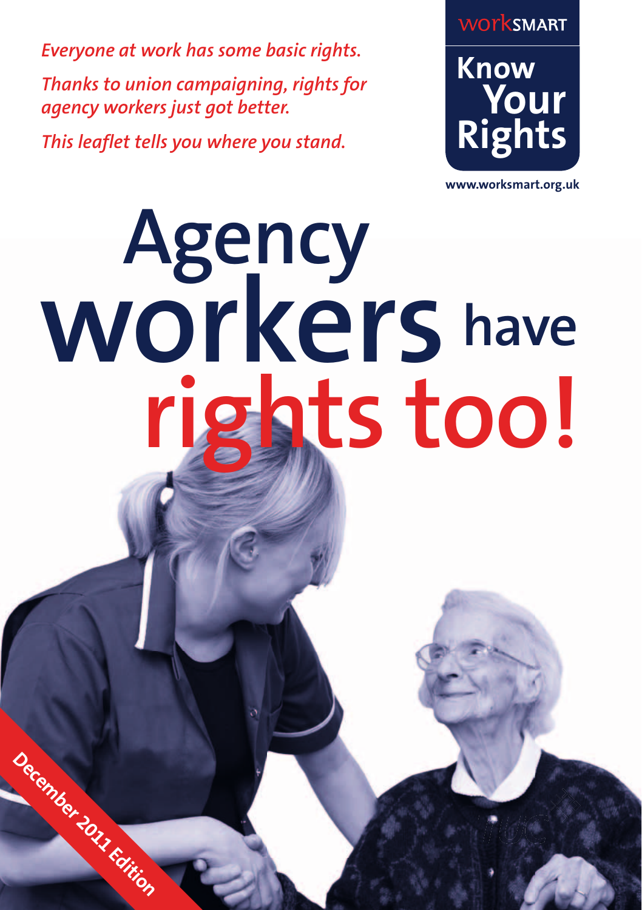*Everyone at work has some basic rights.*

*Thanks to union campaigning, rights for agency workers just got better.*

*This leaflet tells you where you stand.*

worksmart

**Know Your Rights**

www.worksmart.org.uk

# Agency workers have rights too!

December 2011 Edition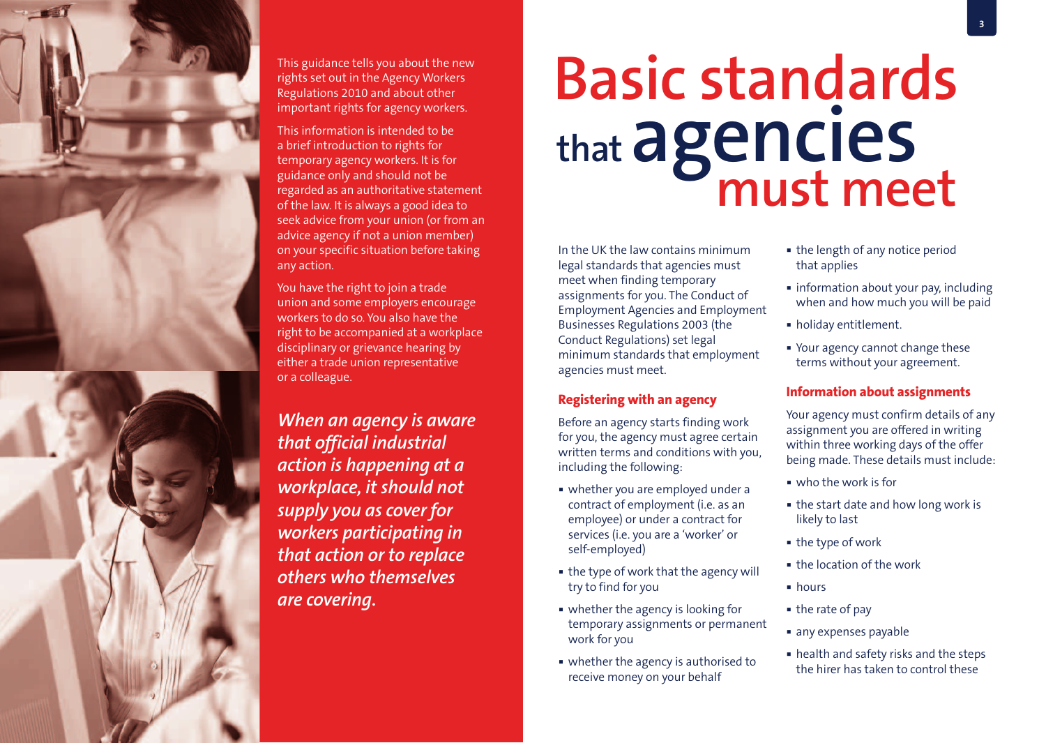This guidance tells you about the new rights set out in the Agency Workers Regulations 2010 and about other important rights for agency workers.

This information is intended to be a brief introduction to rights for temporary agency workers. It is for guidance only and should not be regarded as an authoritative statement of the law. It is always a good idea to seek advice from your union (or from an advice agency if not a union member) on your specific situation before taking any action.

You have the right to join a trade union and some employers encourage workers to do so. You also have the right to be accompanied at a workplace disciplinary or grievance hearing by either a trade union representative or a colleague.

***When an agency is aware that official industrial action is happening at a workplace, it should not supply you as cover for workers participating in that action or to replace others who themselves are covering.***

# Basic standards that agencies must meet

In the UK the law contains minimum legal standards that agencies must meet when finding temporary assignments for you. The Conduct of Employment Agencies and Employment Businesses Regulations 2003 (the Conduct Regulations) set legal minimum standards that employment agencies must meet.

### Registering with an agency

Before an agency starts finding work for you, the agency must agree certain written terms and conditions with you, including the following:

- whether you are employed under a contract of employment (i.e. as an employee) or under a contract for services (i.e. you are a 'worker' or self-employed)
- the type of work that the agency will try to find for you
- whether the agency is looking for temporary assignments or permanent work for you
- whether the agency is authorised to receive money on your behalf
- the length of any notice period that applies
- information about your pay, including when and how much you will be paid
- holiday entitlement.
- Your agency cannot change these terms without your agreement.

### Information about assignments

Your agency must confirm details of any assignment you are offered in writing within three working days of the offer being made. These details must include:

- who the work is for
- the start date and how long work is likely to last
- the type of work
- the location of the work
- hours
- the rate of pay
- any expenses payable
- health and safety risks and the steps the hirer has taken to control these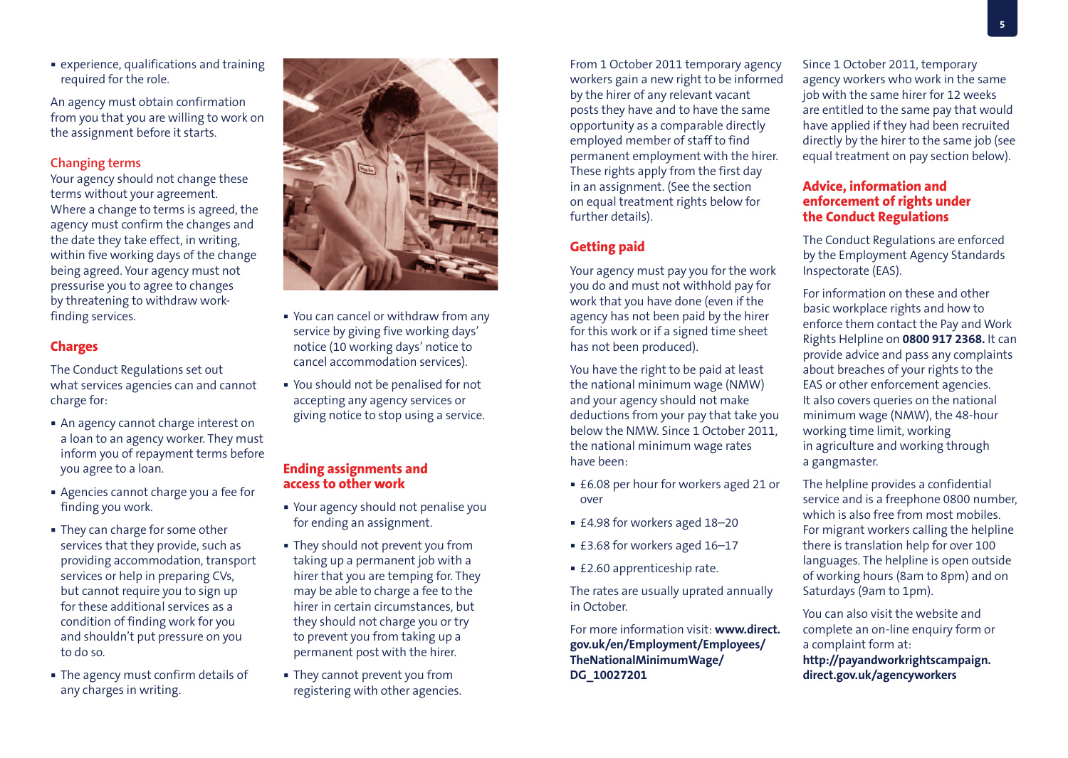- experience, qualifications and training required for the role.

An agency must obtain confirmation from you that you are willing to work on the assignment before it starts.

### Changing terms

Your agency should not change these terms without your agreement. Where a change to terms is agreed, the agency must confirm the changes and the date they take effect, in writing, within five working days of the change being agreed. Your agency must not pressurise you to agree to changes by threatening to withdraw work-finding services.

## Charges

The Conduct Regulations set out what services agencies can and cannot charge for:

- An agency cannot charge interest on a loan to an agency worker. They must inform you of repayment terms before you agree to a loan.
- Agencies cannot charge you a fee for finding you work.
- They can charge for some other services that they provide, such as providing accommodation, transport services or help in preparing CVs, but cannot require you to sign up for these additional services as a condition of finding work for you and shouldn't put pressure on you to do so.
- The agency must confirm details of any charges in writing.
- You can cancel or withdraw from any service by giving five working days' notice (10 working days' notice to cancel accommodation services).
- You should not be penalised for not accepting any agency services or giving notice to stop using a service.

## Ending assignments and access to other work

- Your agency should not penalise you for ending an assignment.
- They should not prevent you from taking up a permanent job with a hirer that you are temping for. They may be able to charge a fee to the hirer in certain circumstances, but they should not charge you or try to prevent you from taking up a permanent post with the hirer.
- They cannot prevent you from registering with other agencies.

From 1 October 2011 temporary agency workers gain a new right to be informed by the hirer of any relevant vacant posts they have and to have the same opportunity as a comparable directly employed member of staff to find permanent employment with the hirer. These rights apply from the first day in an assignment. (See the section on equal treatment rights below for further details).

## Getting paid

Your agency must pay you for the work you do and must not withhold pay for work that you have done (even if the agency has not been paid by the hirer for this work or if a signed time sheet has not been produced).

You have the right to be paid at least the national minimum wage (NMW) and your agency should not make deductions from your pay that take you below the NMW. Since 1 October 2011, the national minimum wage rates have been:

- £6.08 per hour for workers aged 21 or over
- £4.98 for workers aged 18–20
- £3.68 for workers aged 16–17
- £2.60 apprenticeship rate.

The rates are usually uprated annually in October.

For more information visit: **www.direct.gov.uk/en/Employment/Employees/TheNationalMinimumWage/DG_10027201**

Since 1 October 2011, temporary agency workers who work in the same job with the same hirer for 12 weeks are entitled to the same pay that would have applied if they had been recruited directly by the hirer to the same job (see equal treatment on pay section below).

## Advice, information and enforcement of rights under the Conduct Regulations

The Conduct Regulations are enforced by the Employment Agency Standards Inspectorate (EAS).

For information on these and other basic workplace rights and how to enforce them contact the Pay and Work Rights Helpline on **0800 917 2368.** It can provide advice and pass any complaints about breaches of your rights to the EAS or other enforcement agencies. It also covers queries on the national minimum wage (NMW), the 48-hour working time limit, working in agriculture and working through a gangmaster.

The helpline provides a confidential service and is a freephone 0800 number, which is also free from most mobiles. For migrant workers calling the helpline there is translation help for over 100 languages. The helpline is open outside of working hours (8am to 8pm) and on Saturdays (9am to 1pm).

You can also visit the website and complete an on-line enquiry form or a complaint form at: **http://payandworkrightscampaign.direct.gov.uk/agencyworkers**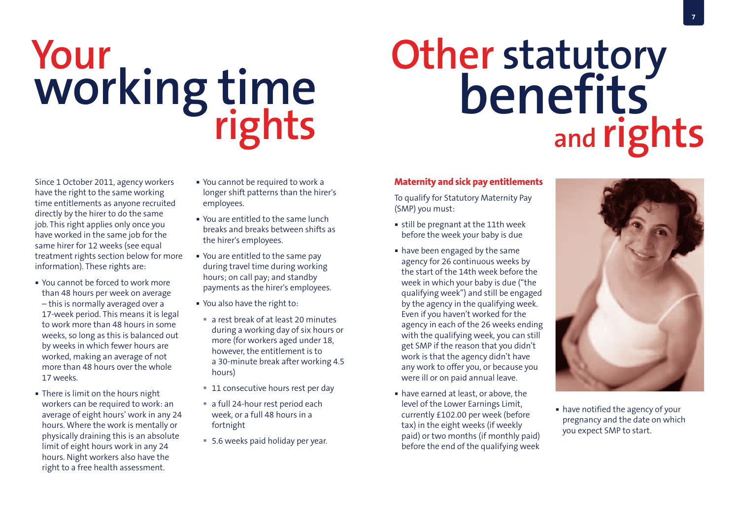# Your working time rights

Since 1 October 2011, agency workers have the right to the same working time entitlements as anyone recruited directly by the hirer to do the same job. This right applies only once you have worked in the same job for the same hirer for 12 weeks (see equal treatment rights section below for more information). These rights are:

- You cannot be forced to work more than 48 hours per week on average – this is normally averaged over a 17-week period. This means it is legal to work more than 48 hours in some weeks, so long as this is balanced out by weeks in which fewer hours are worked, making an average of not more than 48 hours over the whole 17 weeks.
- There is limit on the hours night workers can be required to work: an average of eight hours' work in any 24 hours. Where the work is mentally or physically draining this is an absolute limit of eight hours work in any 24 hours. Night workers also have the right to a free health assessment.
- You cannot be required to work a longer shift patterns than the hirer's employees.
- You are entitled to the same lunch breaks and breaks between shifts as the hirer's employees.
- You are entitled to the same pay during travel time during working hours; on call pay; and standby payments as the hirer's employees.
- You also have the right to:
  - a rest break of at least 20 minutes during a working day of six hours or more (for workers aged under 18, however, the entitlement is to a 30-minute break after working 4.5 hours)
  - 11 consecutive hours rest per day
  - a full 24-hour rest period each week, or a full 48 hours in a fortnight
  - 5.6 weeks paid holiday per year.

# Other statutory benefits and rights

### Maternity and sick pay entitlements

To qualify for Statutory Maternity Pay (SMP) you must:

- still be pregnant at the 11th week before the week your baby is due
- have been engaged by the same agency for 26 continuous weeks by the start of the 14th week before the week in which your baby is due ("the qualifying week") and still be engaged by the agency in the qualifying week. Even if you haven't worked for the agency in each of the 26 weeks ending with the qualifying week, you can still get SMP if the reason that you didn't work is that the agency didn't have any work to offer you, or because you were ill or on paid annual leave.
- have earned at least, or above, the level of the Lower Earnings Limit, currently £102.00 per week (before tax) in the eight weeks (if weekly paid) or two months (if monthly paid) before the end of the qualifying week
- have notified the agency of your pregnancy and the date on which you expect SMP to start.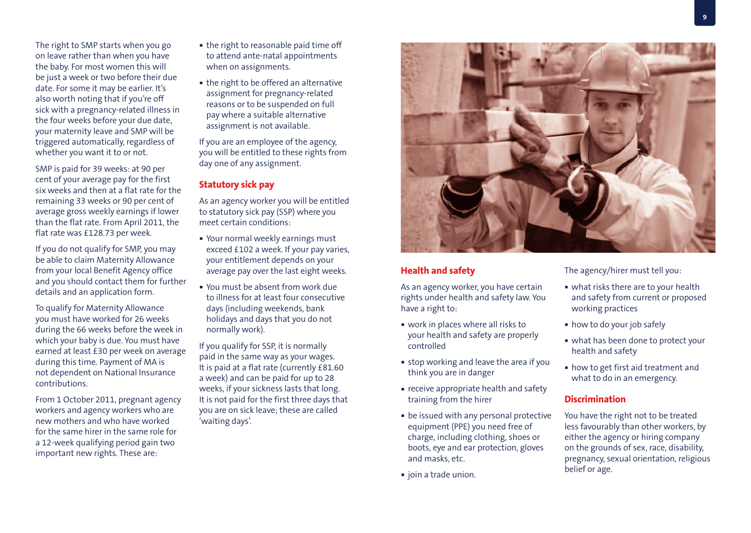The right to SMP starts when you go on leave rather than when you have the baby. For most women this will be just a week or two before their due date. For some it may be earlier. It's also worth noting that if you're off sick with a pregnancy-related illness in the four weeks before your due date, your maternity leave and SMP will be triggered automatically, regardless of whether you want it to or not.

SMP is paid for 39 weeks: at 90 per cent of your average pay for the first six weeks and then at a flat rate for the remaining 33 weeks or 90 per cent of average gross weekly earnings if lower than the flat rate. From April 2011, the flat rate was £128.73 per week.

If you do not qualify for SMP, you may be able to claim Maternity Allowance from your local Benefit Agency office and you should contact them for further details and an application form.

To qualify for Maternity Allowance you must have worked for 26 weeks during the 66 weeks before the week in which your baby is due. You must have earned at least £30 per week on average during this time. Payment of MA is not dependent on National Insurance contributions.

From 1 October 2011, pregnant agency workers and agency workers who are new mothers and who have worked for the same hirer in the same role for a 12-week qualifying period gain two important new rights. These are:

- the right to reasonable paid time off to attend ante-natal appointments when on assignments.
- the right to be offered an alternative assignment for pregnancy-related reasons or to be suspended on full pay where a suitable alternative assignment is not available.

If you are an employee of the agency, you will be entitled to these rights from day one of any assignment.

## Statutory sick pay

As an agency worker you will be entitled to statutory sick pay (SSP) where you meet certain conditions:

- Your normal weekly earnings must exceed £102 a week. If your pay varies, your entitlement depends on your average pay over the last eight weeks.
- You must be absent from work due to illness for at least four consecutive days (including weekends, bank holidays and days that you do not normally work).

If you qualify for SSP, it is normally paid in the same way as your wages. It is paid at a flat rate (currently £81.60 a week) and can be paid for up to 28 weeks, if your sickness lasts that long. It is not paid for the first three days that you are on sick leave; these are called 'waiting days'.

## Health and safety

As an agency worker, you have certain rights under health and safety law. You have a right to:

- work in places where all risks to your health and safety are properly controlled
- stop working and leave the area if you think you are in danger
- receive appropriate health and safety training from the hirer
- be issued with any personal protective equipment (PPE) you need free of charge, including clothing, shoes or boots, eye and ear protection, gloves and masks, etc.
- join a trade union.

The agency/hirer must tell you:

- what risks there are to your health and safety from current or proposed working practices
- how to do your job safely
- what has been done to protect your health and safety
- how to get first aid treatment and what to do in an emergency.

## Discrimination

You have the right not to be treated less favourably than other workers, by either the agency or hiring company on the grounds of sex, race, disability, pregnancy, sexual orientation, religious belief or age.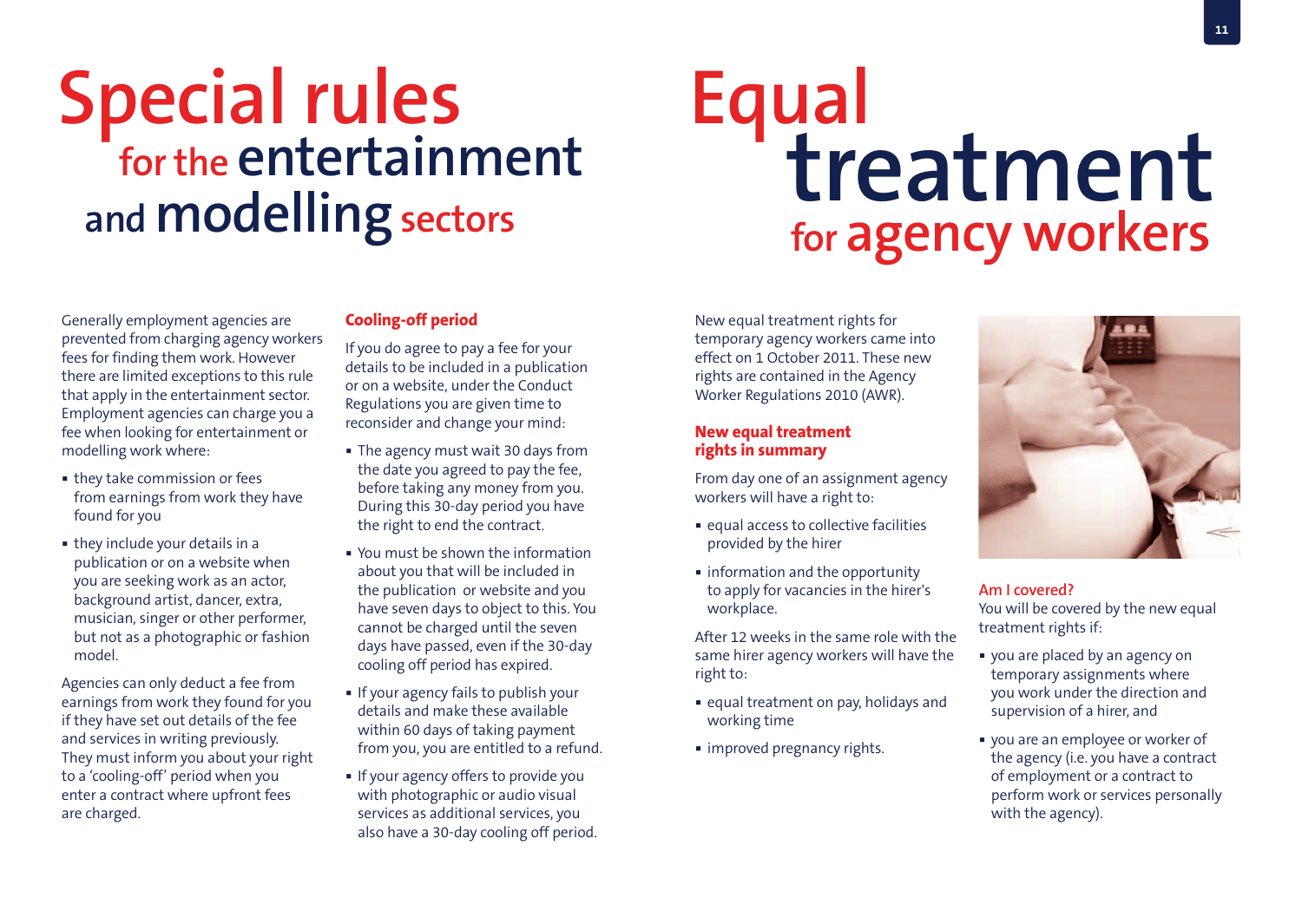# Special rules for the entertainment and modelling sectors

Generally employment agencies are prevented from charging agency workers fees for finding them work. However there are limited exceptions to this rule that apply in the entertainment sector. Employment agencies can charge you a fee when looking for entertainment or modelling work where:

- they take commission or fees from earnings from work they have found for you
- they include your details in a publication or on a website when you are seeking work as an actor, background artist, dancer, extra, musician, singer or other performer, but not as a photographic or fashion model.

Agencies can only deduct a fee from earnings from work they found for you if they have set out details of the fee and services in writing previously. They must inform you about your right to a 'cooling-off' period when you enter a contract where upfront fees are charged.

### Cooling-off period

If you do agree to pay a fee for your details to be included in a publication or on a website, under the Conduct Regulations you are given time to reconsider and change your mind:

- The agency must wait 30 days from the date you agreed to pay the fee, before taking any money from you. During this 30-day period you have the right to end the contract.
- You must be shown the information about you that will be included in the publication or website and you have seven days to object to this. You cannot be charged until the seven days have passed, even if the 30-day cooling off period has expired.
- If your agency fails to publish your details and make these available within 60 days of taking payment from you, you are entitled to a refund.
- If your agency offers to provide you with photographic or audio visual services as additional services, you also have a 30-day cooling off period.

# Equal treatment for agency workers

New equal treatment rights for temporary agency workers came into effect on 1 October 2011. These new rights are contained in the Agency Worker Regulations 2010 (AWR).

### New equal treatment rights in summary

From day one of an assignment agency workers will have a right to:

- equal access to collective facilities provided by the hirer
- information and the opportunity to apply for vacancies in the hirer's workplace.

After 12 weeks in the same role with the same hirer agency workers will have the right to:

- equal treatment on pay, holidays and working time
- improved pregnancy rights.

### Am I covered?

You will be covered by the new equal treatment rights if:

- you are placed by an agency on temporary assignments where you work under the direction and supervision of a hirer, and
- you are an employee or worker of the agency (i.e. you have a contract of employment or a contract to perform work or services personally with the agency).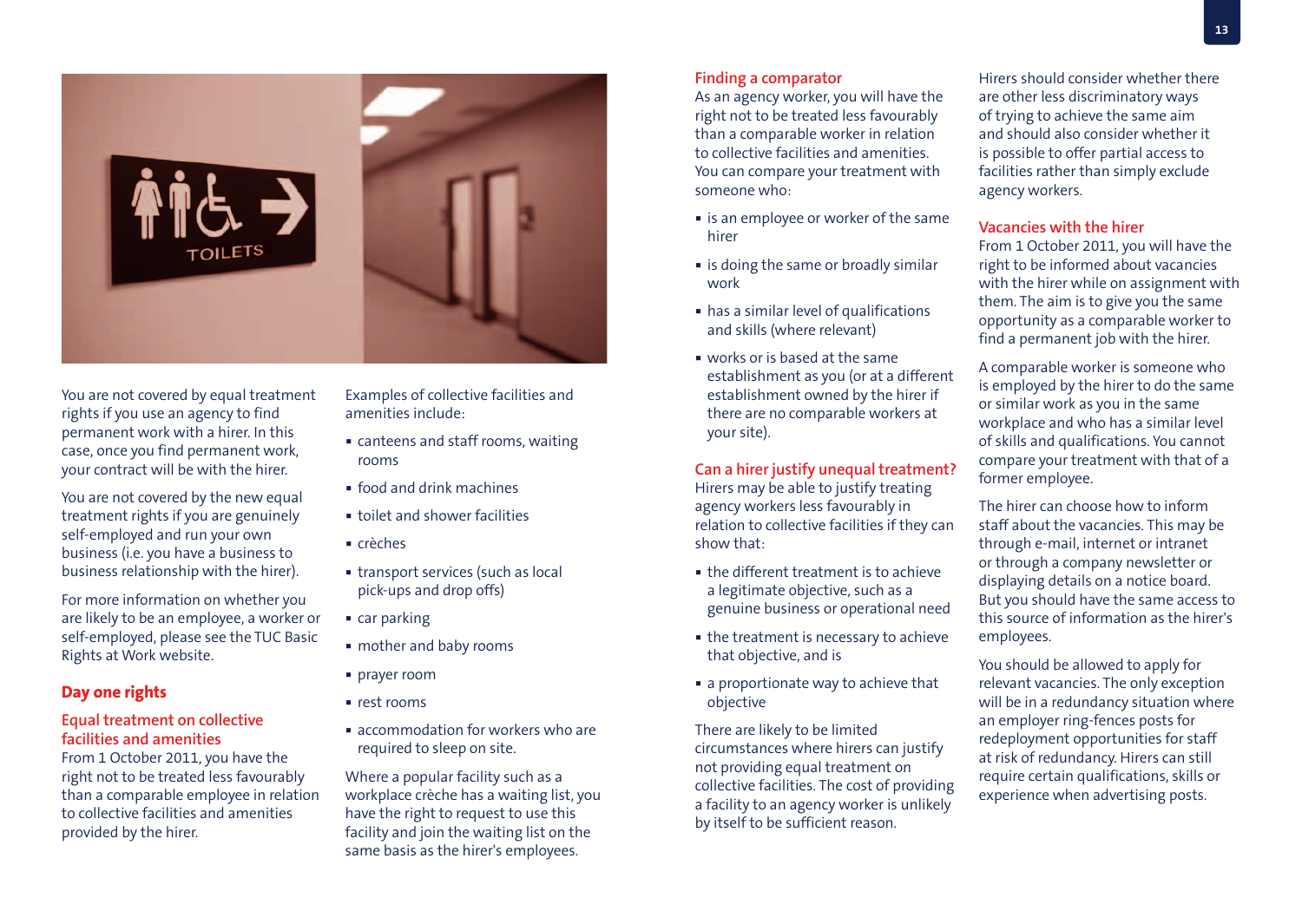You are not covered by equal treatment rights if you use an agency to find permanent work with a hirer. In this case, once you find permanent work, your contract will be with the hirer.

You are not covered by the new equal treatment rights if you are genuinely self-employed and run your own business (i.e. you have a business to business relationship with the hirer).

For more information on whether you are likely to be an employee, a worker or self-employed, please see the TUC Basic Rights at Work website.

## Day one rights

### Equal treatment on collective facilities and amenities

From 1 October 2011, you have the right not to be treated less favourably than a comparable employee in relation to collective facilities and amenities provided by the hirer.

Examples of collective facilities and amenities include:

- canteens and staff rooms, waiting rooms
- food and drink machines
- toilet and shower facilities
- crèches
- transport services (such as local pick-ups and drop offs)
- car parking
- mother and baby rooms
- prayer room
- rest rooms
- accommodation for workers who are required to sleep on site.

Where a popular facility such as a workplace crèche has a waiting list, you have the right to request to use this facility and join the waiting list on the same basis as the hirer's employees.

### Finding a comparator

As an agency worker, you will have the right not to be treated less favourably than a comparable worker in relation to collective facilities and amenities. You can compare your treatment with someone who:

- is an employee or worker of the same hirer
- is doing the same or broadly similar work
- has a similar level of qualifications and skills (where relevant)
- works or is based at the same establishment as you (or at a different establishment owned by the hirer if there are no comparable workers at your site).

### Can a hirer justify unequal treatment?

Hirers may be able to justify treating agency workers less favourably in relation to collective facilities if they can show that:

- the different treatment is to achieve a legitimate objective, such as a genuine business or operational need
- the treatment is necessary to achieve that objective, and is
- a proportionate way to achieve that objective

There are likely to be limited circumstances where hirers can justify not providing equal treatment on collective facilities. The cost of providing a facility to an agency worker is unlikely by itself to be sufficient reason.

Hirers should consider whether there are other less discriminatory ways of trying to achieve the same aim and should also consider whether it is possible to offer partial access to facilities rather than simply exclude agency workers.

### Vacancies with the hirer

From 1 October 2011, you will have the right to be informed about vacancies with the hirer while on assignment with them. The aim is to give you the same opportunity as a comparable worker to find a permanent job with the hirer.

A comparable worker is someone who is employed by the hirer to do the same or similar work as you in the same workplace and who has a similar level of skills and qualifications. You cannot compare your treatment with that of a former employee.

The hirer can choose how to inform staff about the vacancies. This may be through e-mail, internet or intranet or through a company newsletter or displaying details on a notice board. But you should have the same access to this source of information as the hirer's employees.

You should be allowed to apply for relevant vacancies. The only exception will be in a redundancy situation where an employer ring-fences posts for redeployment opportunities for staff at risk of redundancy. Hirers can still require certain qualifications, skills or experience when advertising posts.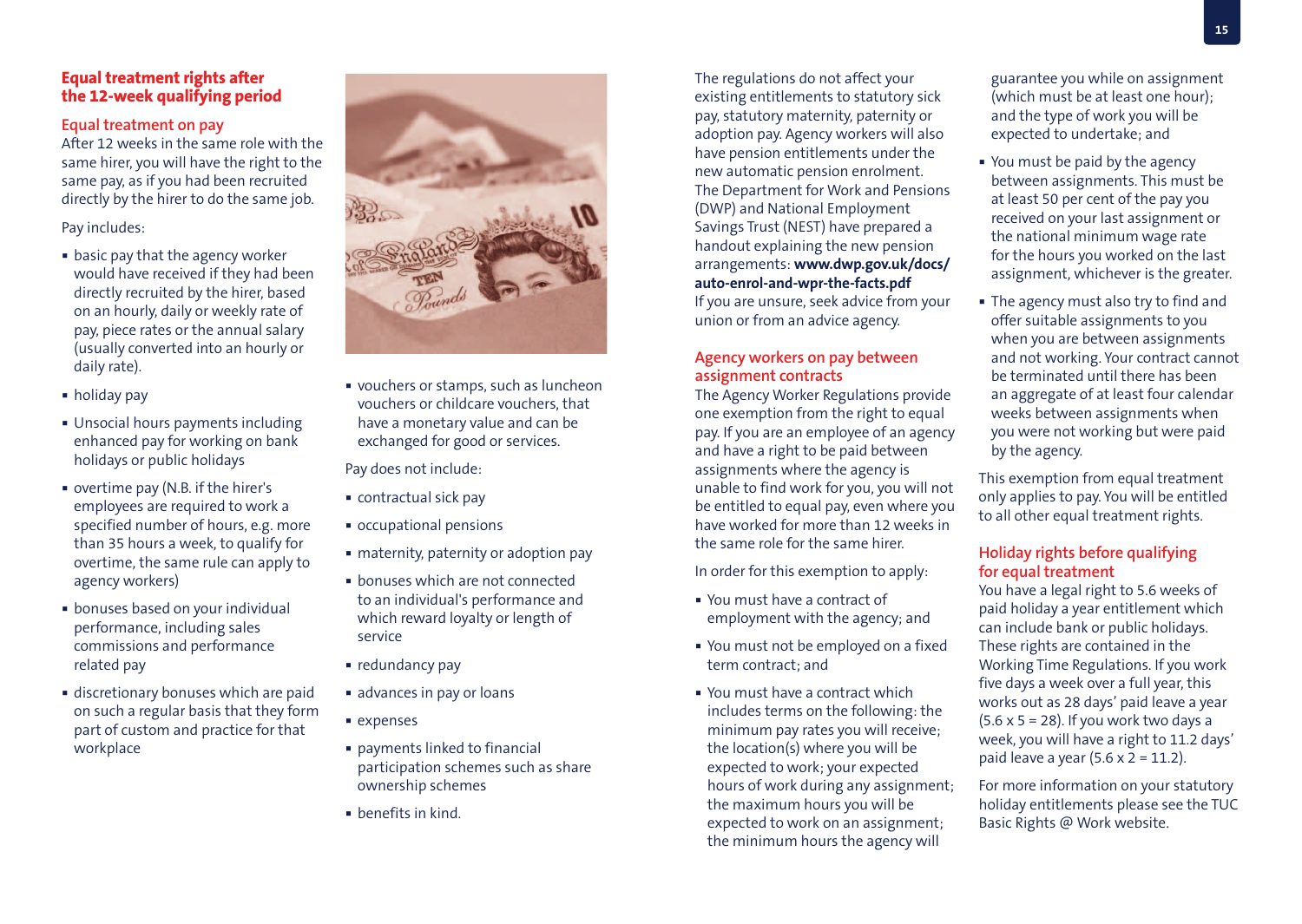## Equal treatment rights after the 12-week qualifying period

### Equal treatment on pay

After 12 weeks in the same role with the same hirer, you will have the right to the same pay, as if you had been recruited directly by the hirer to do the same job.

Pay includes:

- basic pay that the agency worker would have received if they had been directly recruited by the hirer, based on an hourly, daily or weekly rate of pay, piece rates or the annual salary (usually converted into an hourly or daily rate).
- holiday pay
- Unsocial hours payments including enhanced pay for working on bank holidays or public holidays
- overtime pay (N.B. if the hirer's employees are required to work a specified number of hours, e.g. more than 35 hours a week, to qualify for overtime, the same rule can apply to agency workers)
- bonuses based on your individual performance, including sales commissions and performance related pay
- discretionary bonuses which are paid on such a regular basis that they form part of custom and practice for that workplace
- vouchers or stamps, such as luncheon vouchers or childcare vouchers, that have a monetary value and can be exchanged for good or services.

Pay does not include:

- contractual sick pay
- occupational pensions
- maternity, paternity or adoption pay
- bonuses which are not connected to an individual's performance and which reward loyalty or length of service
- redundancy pay
- advances in pay or loans
- expenses
- payments linked to financial participation schemes such as share ownership schemes
- benefits in kind.

The regulations do not affect your existing entitlements to statutory sick pay, statutory maternity, paternity or adoption pay. Agency workers will also have pension entitlements under the new automatic pension enrolment. The Department for Work and Pensions (DWP) and National Employment Savings Trust (NEST) have prepared a handout explaining the new pension arrangements: **www.dwp.gov.uk/docs/auto-enrol-and-wpr-the-facts.pdf**
If you are unsure, seek advice from your union or from an advice agency.

### Agency workers on pay between assignment contracts

The Agency Worker Regulations provide one exemption from the right to equal pay. If you are an employee of an agency and have a right to be paid between assignments where the agency is unable to find work for you, you will not be entitled to equal pay, even where you have worked for more than 12 weeks in the same role for the same hirer.

In order for this exemption to apply:

- You must have a contract of employment with the agency; and
- You must not be employed on a fixed term contract; and
- You must have a contract which includes terms on the following: the minimum pay rates you will receive; the location(s) where you will be expected to work; your expected hours of work during any assignment; the maximum hours you will be expected to work on an assignment; the minimum hours the agency will guarantee you while on assignment (which must be at least one hour); and the type of work you will be expected to undertake; and
- You must be paid by the agency between assignments. This must be at least 50 per cent of the pay you received on your last assignment or the national minimum wage rate for the hours you worked on the last assignment, whichever is the greater.
- The agency must also try to find and offer suitable assignments to you when you are between assignments and not working. Your contract cannot be terminated until there has been an aggregate of at least four calendar weeks between assignments when you were not working but were paid by the agency.

This exemption from equal treatment only applies to pay. You will be entitled to all other equal treatment rights.

### Holiday rights before qualifying for equal treatment

You have a legal right to 5.6 weeks of paid holiday a year entitlement which can include bank or public holidays. These rights are contained in the Working Time Regulations. If you work five days a week over a full year, this works out as 28 days' paid leave a year (5.6 x 5 = 28). If you work two days a week, you will have a right to 11.2 days' paid leave a year (5.6 x 2 = 11.2).

For more information on your statutory holiday entitlements please see the TUC Basic Rights @ Work website.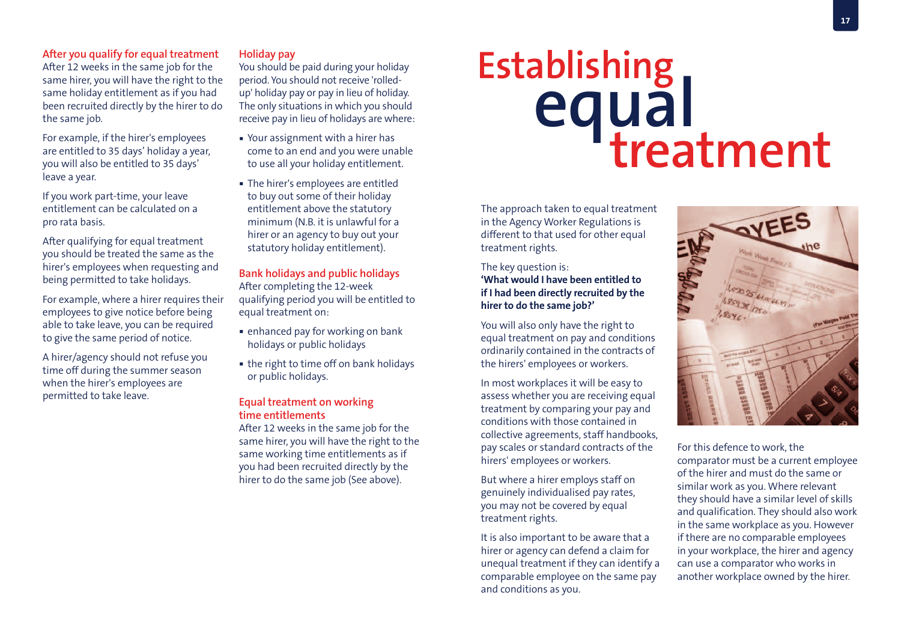### After you qualify for equal treatment

After 12 weeks in the same job for the same hirer, you will have the right to the same holiday entitlement as if you had been recruited directly by the hirer to do the same job.

For example, if the hirer's employees are entitled to 35 days' holiday a year, you will also be entitled to 35 days' leave a year.

If you work part-time, your leave entitlement can be calculated on a pro rata basis.

After qualifying for equal treatment you should be treated the same as the hirer's employees when requesting and being permitted to take holidays.

For example, where a hirer requires their employees to give notice before being able to take leave, you can be required to give the same period of notice.

A hirer/agency should not refuse you time off during the summer season when the hirer's employees are permitted to take leave.

### Holiday pay

You should be paid during your holiday period. You should not receive 'rolled-up' holiday pay or pay in lieu of holiday. The only situations in which you should receive pay in lieu of holidays are where:

- Your assignment with a hirer has come to an end and you were unable to use all your holiday entitlement.
- The hirer's employees are entitled to buy out some of their holiday entitlement above the statutory minimum (N.B. it is unlawful for a hirer or an agency to buy out your statutory holiday entitlement).

### Bank holidays and public holidays

After completing the 12-week qualifying period you will be entitled to equal treatment on:

- enhanced pay for working on bank holidays or public holidays
- the right to time off on bank holidays or public holidays.

### Equal treatment on working time entitlements

After 12 weeks in the same job for the same hirer, you will have the right to the same working time entitlements as if you had been recruited directly by the hirer to do the same job (See above).

# Establishing equal treatment

The approach taken to equal treatment in the Agency Worker Regulations is different to that used for other equal treatment rights.

The key question is:
**'What would I have been entitled to if I had been directly recruited by the hirer to do the same job?'**

You will also only have the right to equal treatment on pay and conditions ordinarily contained in the contracts of the hirers' employees or workers.

In most workplaces it will be easy to assess whether you are receiving equal treatment by comparing your pay and conditions with those contained in collective agreements, staff handbooks, pay scales or standard contracts of the hirers' employees or workers.

But where a hirer employs staff on genuinely individualised pay rates, you may not be covered by equal treatment rights.

It is also important to be aware that a hirer or agency can defend a claim for unequal treatment if they can identify a comparable employee on the same pay and conditions as you.

For this defence to work, the comparator must be a current employee of the hirer and must do the same or similar work as you. Where relevant they should have a similar level of skills and qualification. They should also work in the same workplace as you. However if there are no comparable employees in your workplace, the hirer and agency can use a comparator who works in another workplace owned by the hirer.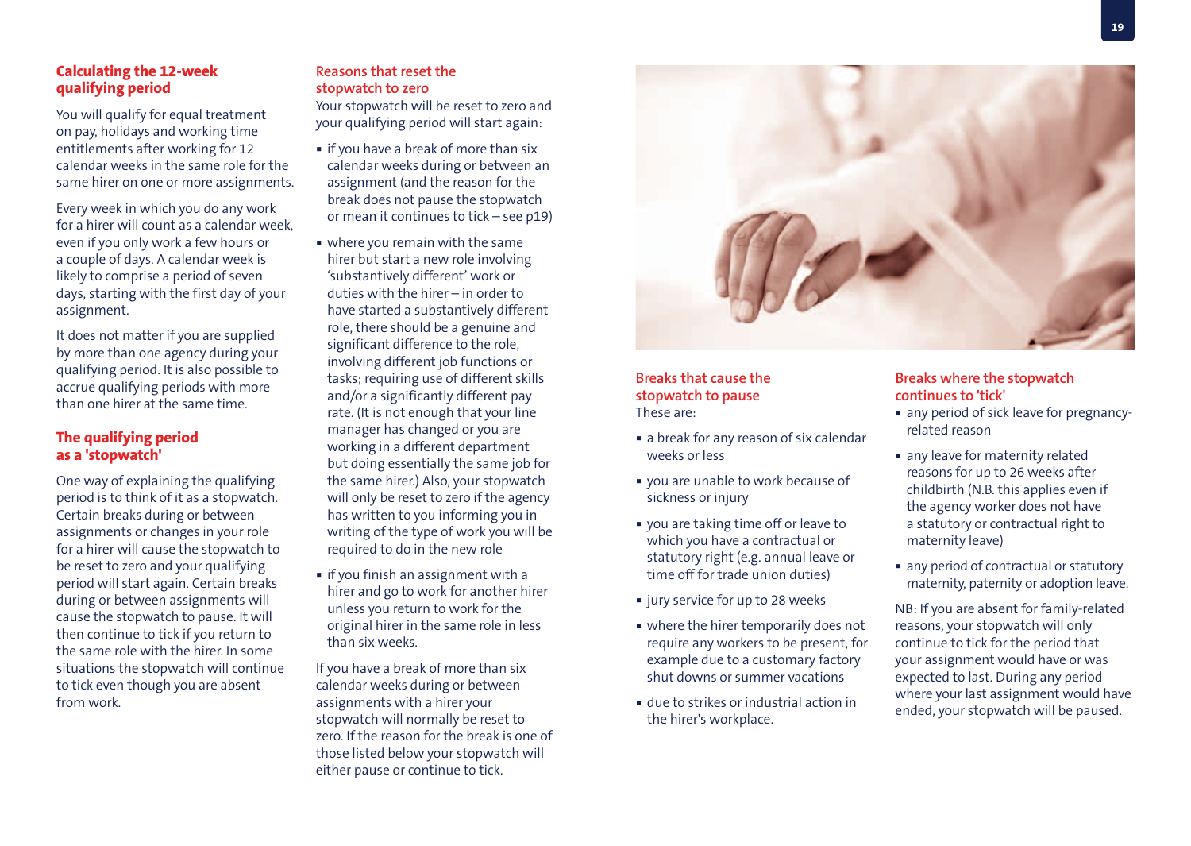## Calculating the 12-week qualifying period

You will qualify for equal treatment on pay, holidays and working time entitlements after working for 12 calendar weeks in the same role for the same hirer on one or more assignments.

Every week in which you do any work for a hirer will count as a calendar week, even if you only work a few hours or a couple of days. A calendar week is likely to comprise a period of seven days, starting with the first day of your assignment.

It does not matter if you are supplied by more than one agency during your qualifying period. It is also possible to accrue qualifying periods with more than one hirer at the same time.

## The qualifying period as a 'stopwatch'

One way of explaining the qualifying period is to think of it as a stopwatch. Certain breaks during or between assignments or changes in your role for a hirer will cause the stopwatch to be reset to zero and your qualifying period will start again. Certain breaks during or between assignments will cause the stopwatch to pause. It will then continue to tick if you return to the same role with the hirer. In some situations the stopwatch will continue to tick even though you are absent from work.

### Reasons that reset the stopwatch to zero

Your stopwatch will be reset to zero and your qualifying period will start again:

- if you have a break of more than six calendar weeks during or between an assignment (and the reason for the break does not pause the stopwatch or mean it continues to tick – see p19)
- where you remain with the same hirer but start a new role involving 'substantively different' work or duties with the hirer – in order to have started a substantively different role, there should be a genuine and significant difference to the role, involving different job functions or tasks; requiring use of different skills and/or a significantly different pay rate. (It is not enough that your line manager has changed or you are working in a different department but doing essentially the same job for the same hirer.) Also, your stopwatch will only be reset to zero if the agency has written to you informing you in writing of the type of work you will be required to do in the new role
- if you finish an assignment with a hirer and go to work for another hirer unless you return to work for the original hirer in the same role in less than six weeks.

If you have a break of more than six calendar weeks during or between assignments with a hirer your stopwatch will normally be reset to zero. If the reason for the break is one of those listed below your stopwatch will either pause or continue to tick.

### Breaks that cause the stopwatch to pause

These are:

- a break for any reason of six calendar weeks or less
- you are unable to work because of sickness or injury
- you are taking time off or leave to which you have a contractual or statutory right (e.g. annual leave or time off for trade union duties)
- jury service for up to 28 weeks
- where the hirer temporarily does not require any workers to be present, for example due to a customary factory shut downs or summer vacations
- due to strikes or industrial action in the hirer's workplace.

### Breaks where the stopwatch continues to 'tick'

- any period of sick leave for pregnancy-related reason
- any leave for maternity related reasons for up to 26 weeks after childbirth (N.B. this applies even if the agency worker does not have a statutory or contractual right to maternity leave)
- any period of contractual or statutory maternity, paternity or adoption leave.

NB: If you are absent for family-related reasons, your stopwatch will only continue to tick for the period that your assignment would have or was expected to last. During any period where your last assignment would have ended, your stopwatch will be paused.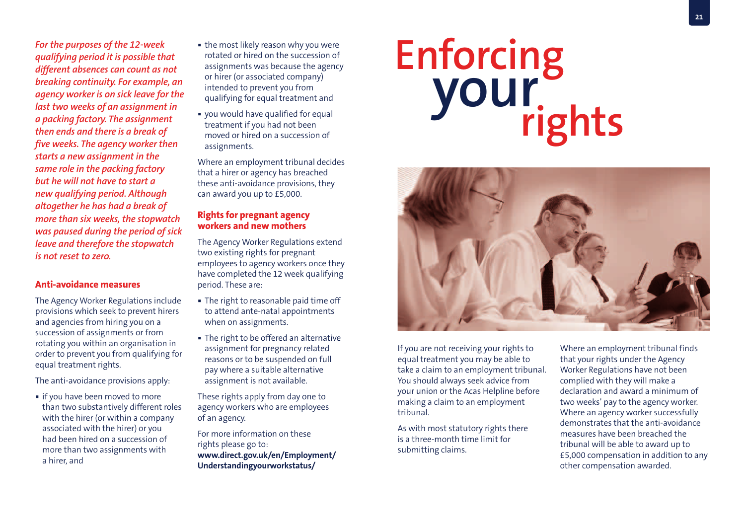*For the purposes of the 12-week qualifying period it is possible that different absences can count as not breaking continuity. For example, an agency worker is on sick leave for the last two weeks of an assignment in a packing factory. The assignment then ends and there is a break of five weeks. The agency worker then starts a new assignment in the same role in the packing factory but he will not have to start a new qualifying period. Although altogether he has had a break of more than six weeks, the stopwatch was paused during the period of sick leave and therefore the stopwatch is not reset to zero.*

### Anti-avoidance measures

The Agency Worker Regulations include provisions which seek to prevent hirers and agencies from hiring you on a succession of assignments or from rotating you within an organisation in order to prevent you from qualifying for equal treatment rights.

The anti-avoidance provisions apply:

- if you have been moved to more than two substantively different roles with the hirer (or within a company associated with the hirer) or you had been hired on a succession of more than two assignments with a hirer, and
- the most likely reason why you were rotated or hired on the succession of assignments was because the agency or hirer (or associated company) intended to prevent you from qualifying for equal treatment and
- you would have qualified for equal treatment if you had not been moved or hired on a succession of assignments.

Where an employment tribunal decides that a hirer or agency has breached these anti-avoidance provisions, they can award you up to £5,000.

### Rights for pregnant agency workers and new mothers

The Agency Worker Regulations extend two existing rights for pregnant employees to agency workers once they have completed the 12 week qualifying period. These are:

- The right to reasonable paid time off to attend ante-natal appointments when on assignments.
- The right to be offered an alternative assignment for pregnancy related reasons or to be suspended on full pay where a suitable alternative assignment is not available.

These rights apply from day one to agency workers who are employees of an agency.

For more information on these rights please go to:
**www.direct.gov.uk/en/Employment/Understandingyourworkstatus/**

# Enforcing your rights

If you are not receiving your rights to equal treatment you may be able to take a claim to an employment tribunal. You should always seek advice from your union or the Acas Helpline before making a claim to an employment tribunal.

As with most statutory rights there is a three-month time limit for submitting claims.

Where an employment tribunal finds that your rights under the Agency Worker Regulations have not been complied with they will make a declaration and award a minimum of two weeks' pay to the agency worker. Where an agency worker successfully demonstrates that the anti-avoidance measures have been breached the tribunal will be able to award up to £5,000 in addition to any other compensation awarded.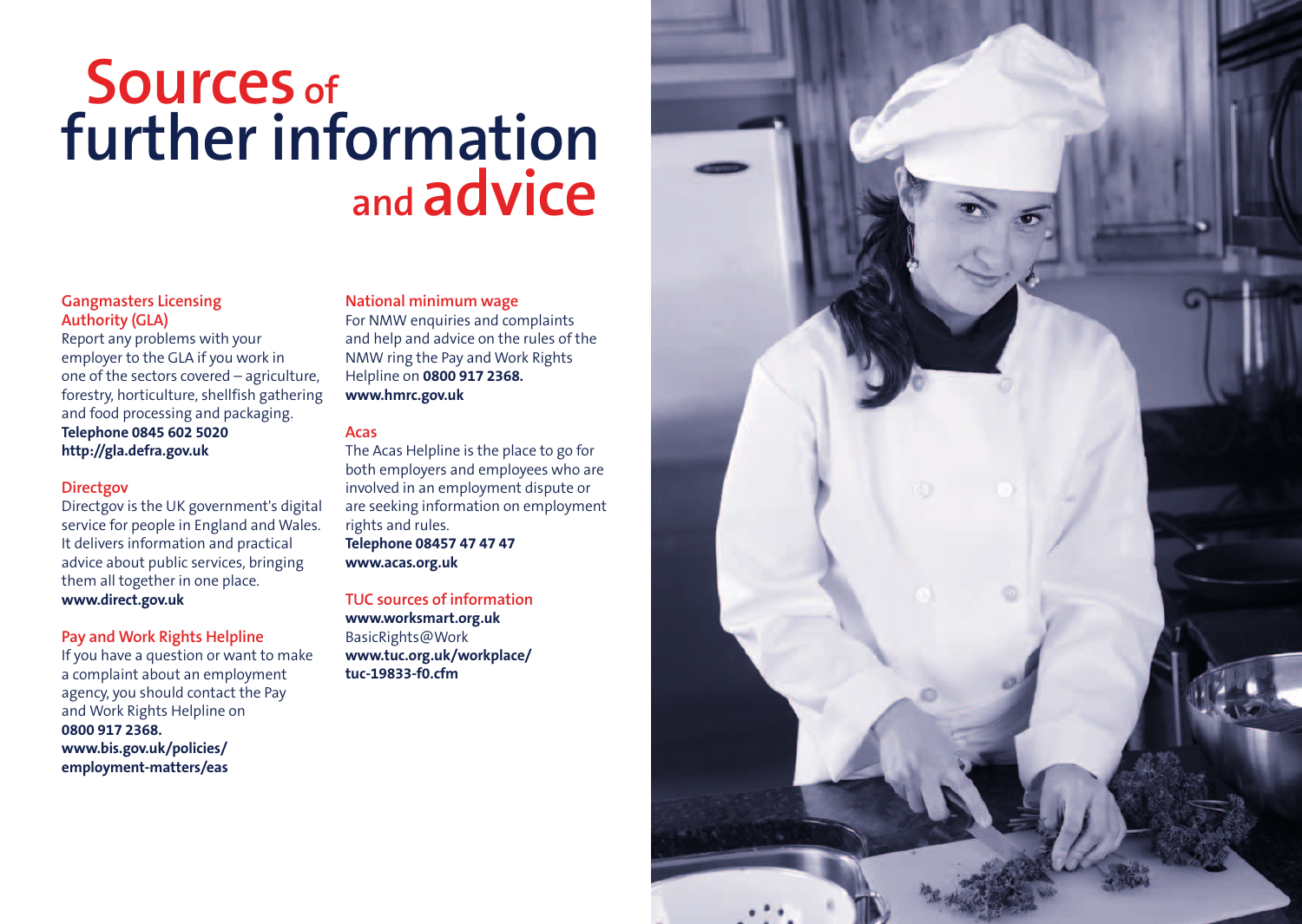# Sources of further information and advice

### Gangmasters Licensing Authority (GLA)

Report any problems with your employer to the GLA if you work in one of the sectors covered – agriculture, forestry, horticulture, shellfish gathering and food processing and packaging.
**Telephone 0845 602 5020**
**http://gla.defra.gov.uk**

### Directgov

Directgov is the UK government's digital service for people in England and Wales. It delivers information and practical advice about public services, bringing them all together in one place.
**www.direct.gov.uk**

### Pay and Work Rights Helpline

If you have a question or want to make a complaint about an employment agency, you should contact the Pay and Work Rights Helpline on **0800 917 2368.**
**www.bis.gov.uk/policies/employment-matters/eas**

### National minimum wage

For NMW enquiries and complaints and help and advice on the rules of the NMW ring the Pay and Work Rights Helpline on **0800 917 2368.**
**www.hmrc.gov.uk**

### Acas

The Acas Helpline is the place to go for both employers and employees who are involved in an employment dispute or are seeking information on employment rights and rules.
**Telephone 08457 47 47 47**
**www.acas.org.uk**

### TUC sources of information

**www.worksmart.org.uk**
BasicRights@Work
**www.tuc.org.uk/workplace/tuc-19833-f0.cfm**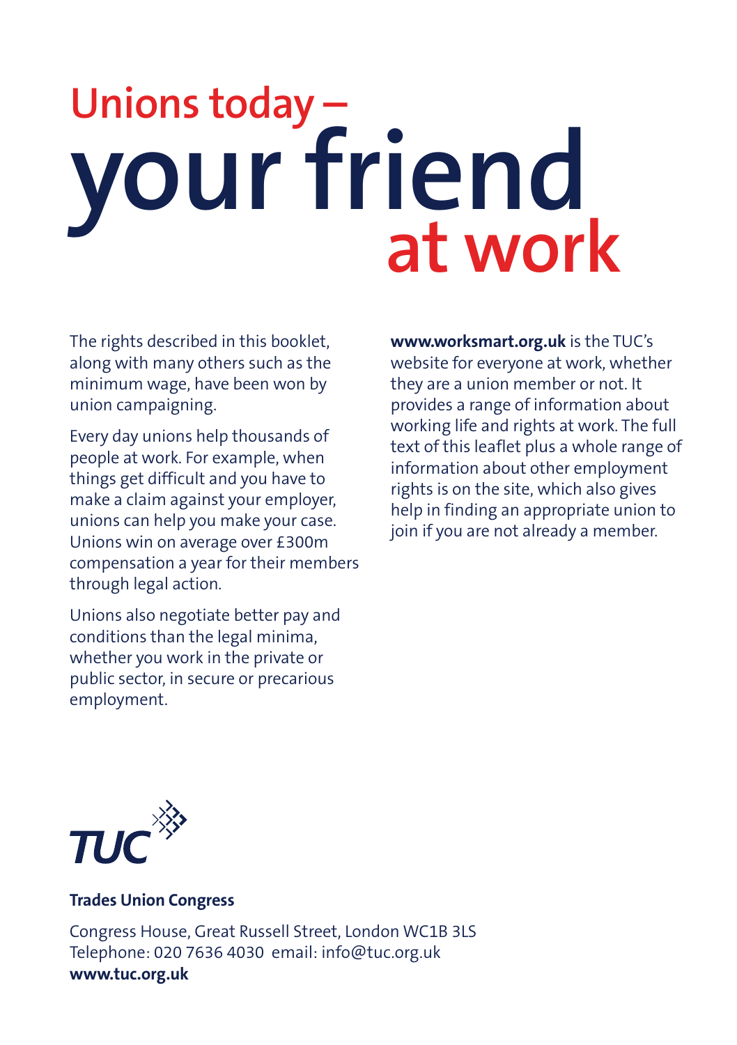# Unions today – your friend at work

The rights described in this booklet, along with many others such as the minimum wage, have been won by union campaigning.

Every day unions help thousands of people at work. For example, when things get difficult and you have to make a claim against your employer, unions can help you make your case. Unions win on average over £300m compensation a year for their members through legal action.

Unions also negotiate better pay and conditions than the legal minima, whether you work in the private or public sector, in secure or precarious employment.

**www.worksmart.org.uk** is the TUC's website for everyone at work, whether they are a union member or not. It provides a range of information about working life and rights at work. The full text of this leaflet plus a whole range of information about other employment rights is on the site, which also gives help in finding an appropriate union to join if you are not already a member.

TUC

**Trades Union Congress**

Congress House, Great Russell Street, London WC1B 3LS
Telephone: 020 7636 4030 email: info@tuc.org.uk
**www.tuc.org.uk**